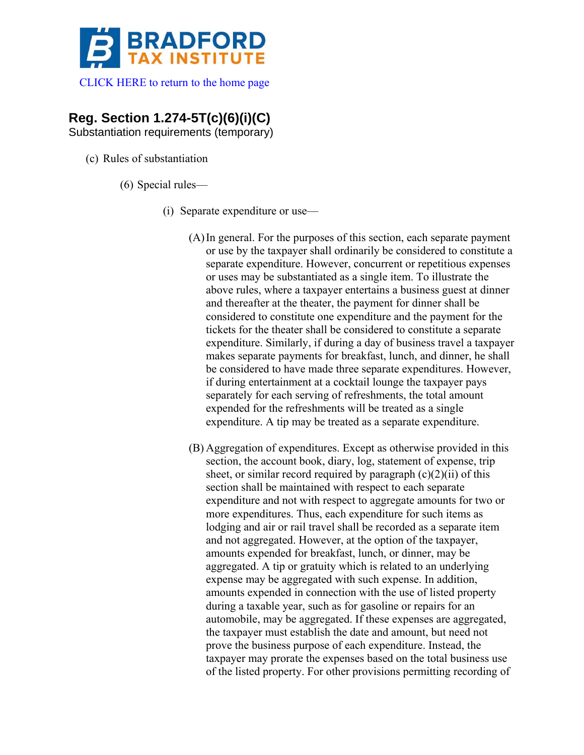BRADFORD TAX INSTITUTE

CLICK HERE to return to the home page

## Reg. Section 1.274-5T(c)(6)(i)(C)

Substantiation requirements (temporary)

(c) Rules of substantiation

(6) Special rules—

(i) Separate expenditure or use—

(A) In general. For the purposes of this section, each separate payment or use by the taxpayer shall ordinarily be considered to constitute a separate expenditure. However, concurrent or repetitious expenses or uses may be substantiated as a single item. To illustrate the above rules, where a taxpayer entertains a business guest at dinner and thereafter at the theater, the payment for dinner shall be considered to constitute one expenditure and the payment for the tickets for the theater shall be considered to constitute a separate expenditure. Similarly, if during a day of business travel a taxpayer makes separate payments for breakfast, lunch, and dinner, he shall be considered to have made three separate expenditures. However, if during entertainment at a cocktail lounge the taxpayer pays separately for each serving of refreshments, the total amount expended for the refreshments will be treated as a single expenditure. A tip may be treated as a separate expenditure.

(B) Aggregation of expenditures. Except as otherwise provided in this section, the account book, diary, log, statement of expense, trip sheet, or similar record required by paragraph (c)(2)(ii) of this section shall be maintained with respect to each separate expenditure and not with respect to aggregate amounts for two or more expenditures. Thus, each expenditure for such items as lodging and air or rail travel shall be recorded as a separate item and not aggregated. However, at the option of the taxpayer, amounts expended for breakfast, lunch, or dinner, may be aggregated. A tip or gratuity which is related to an underlying expense may be aggregated with such expense. In addition, amounts expended in connection with the use of listed property during a taxable year, such as for gasoline or repairs for an automobile, may be aggregated. If these expenses are aggregated, the taxpayer must establish the date and amount, but need not prove the business purpose of each expenditure. Instead, the taxpayer may prorate the expenses based on the total business use of the listed property. For other provisions permitting recording of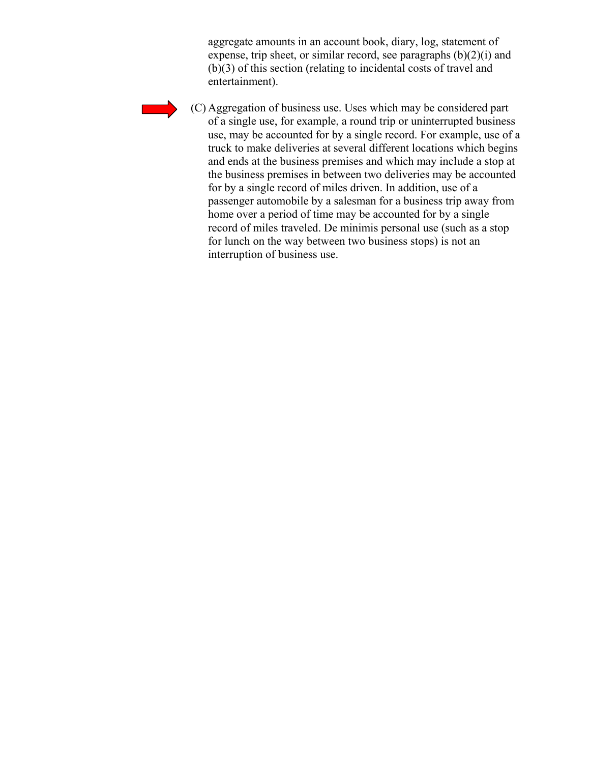aggregate amounts in an account book, diary, log, statement of expense, trip sheet, or similar record, see paragraphs (b)(2)(i) and (b)(3) of this section (relating to incidental costs of travel and entertainment).

(C) Aggregation of business use. Uses which may be considered part of a single use, for example, a round trip or uninterrupted business use, may be accounted for by a single record. For example, use of a truck to make deliveries at several different locations which begins and ends at the business premises and which may include a stop at the business premises in between two deliveries may be accounted for by a single record of miles driven. In addition, use of a passenger automobile by a salesman for a business trip away from home over a period of time may be accounted for by a single record of miles traveled. De minimis personal use (such as a stop for lunch on the way between two business stops) is not an interruption of business use.